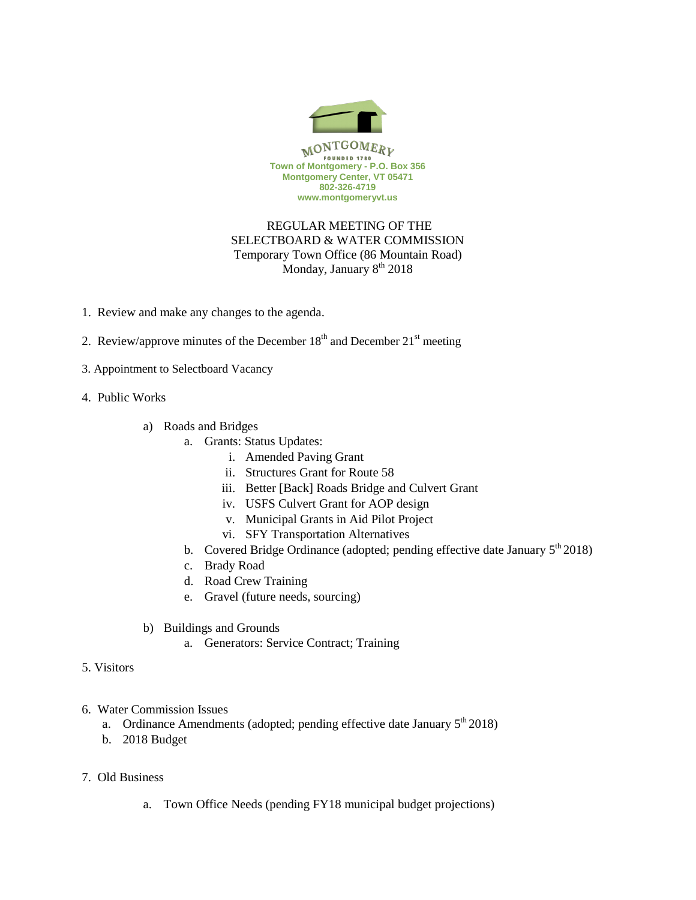MONTGOMERY
FOUNDED 1789
Town of Montgomery - P.O. Box 356
Montgomery Center, VT 05471
802-326-4719
www.montgomeryvt.us

# REGULAR MEETING OF THE SELECTBOARD & WATER COMMISSION

Temporary Town Office (86 Mountain Road)
Monday, January 8th 2018

1. Review and make any changes to the agenda.

2. Review/approve minutes of the December 18th and December 21st meeting

3. Appointment to Selectboard Vacancy

4. Public Works

   a) Roads and Bridges
      a. Grants: Status Updates:
         i. Amended Paving Grant
         ii. Structures Grant for Route 58
         iii. Better [Back] Roads Bridge and Culvert Grant
         iv. USFS Culvert Grant for AOP design
         v. Municipal Grants in Aid Pilot Project
         vi. SFY Transportation Alternatives
      b. Covered Bridge Ordinance (adopted; pending effective date January 5th 2018)
      c. Brady Road
      d. Road Crew Training
      e. Gravel (future needs, sourcing)

   b) Buildings and Grounds
      a. Generators: Service Contract; Training

5. Visitors

6. Water Commission Issues
   a. Ordinance Amendments (adopted; pending effective date January 5th 2018)
   b. 2018 Budget

7. Old Business

   a. Town Office Needs (pending FY18 municipal budget projections)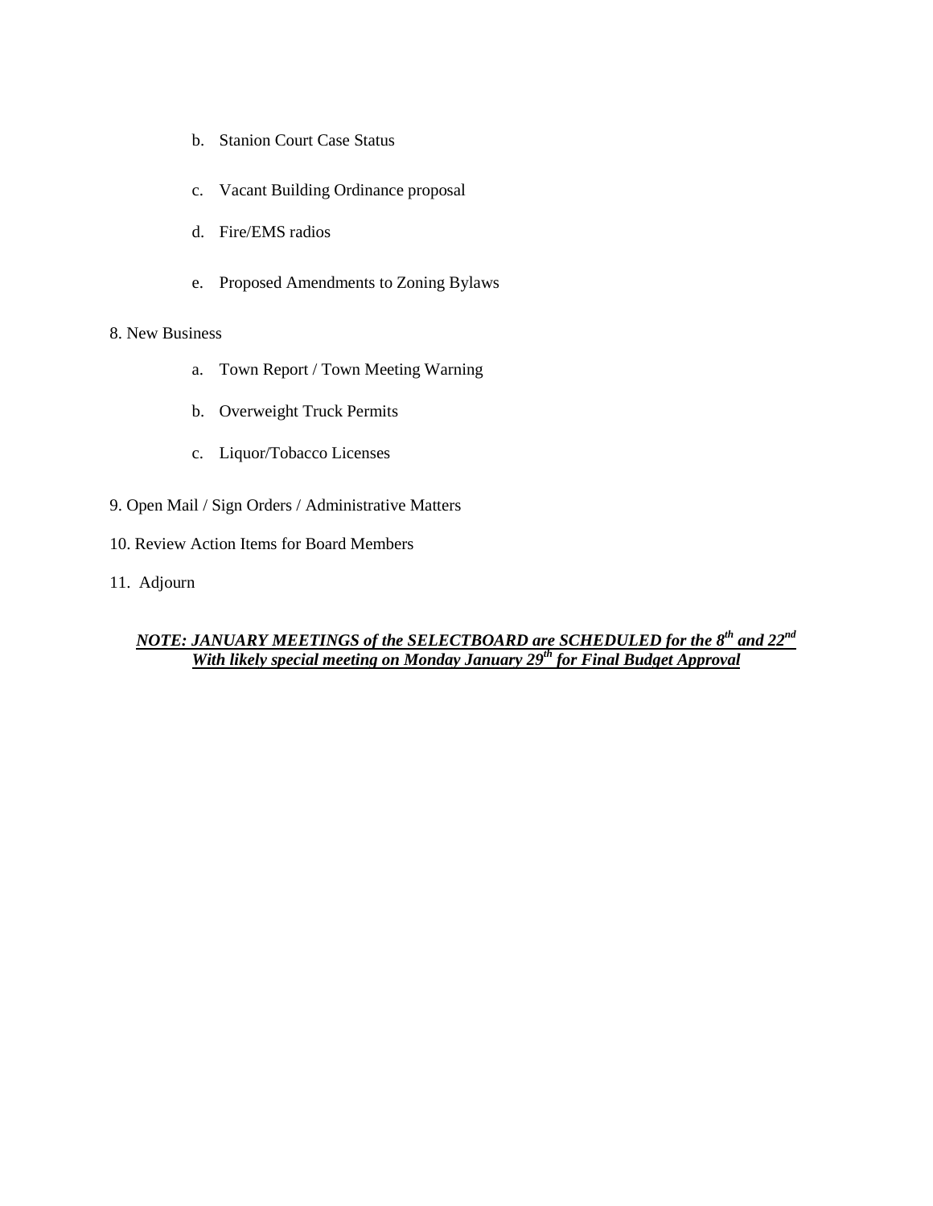b. Stanion Court Case Status

c. Vacant Building Ordinance proposal

d. Fire/EMS radios

e. Proposed Amendments to Zoning Bylaws

8. New Business

a. Town Report / Town Meeting Warning

b. Overweight Truck Permits

c. Liquor/Tobacco Licenses

9. Open Mail / Sign Orders / Administrative Matters

10. Review Action Items for Board Members

11. Adjourn

***NOTE: JANUARY MEETINGS of the SELECTBOARD are SCHEDULED for the 8th and 22nd***
***With likely special meeting on Monday January 29th for Final Budget Approval***